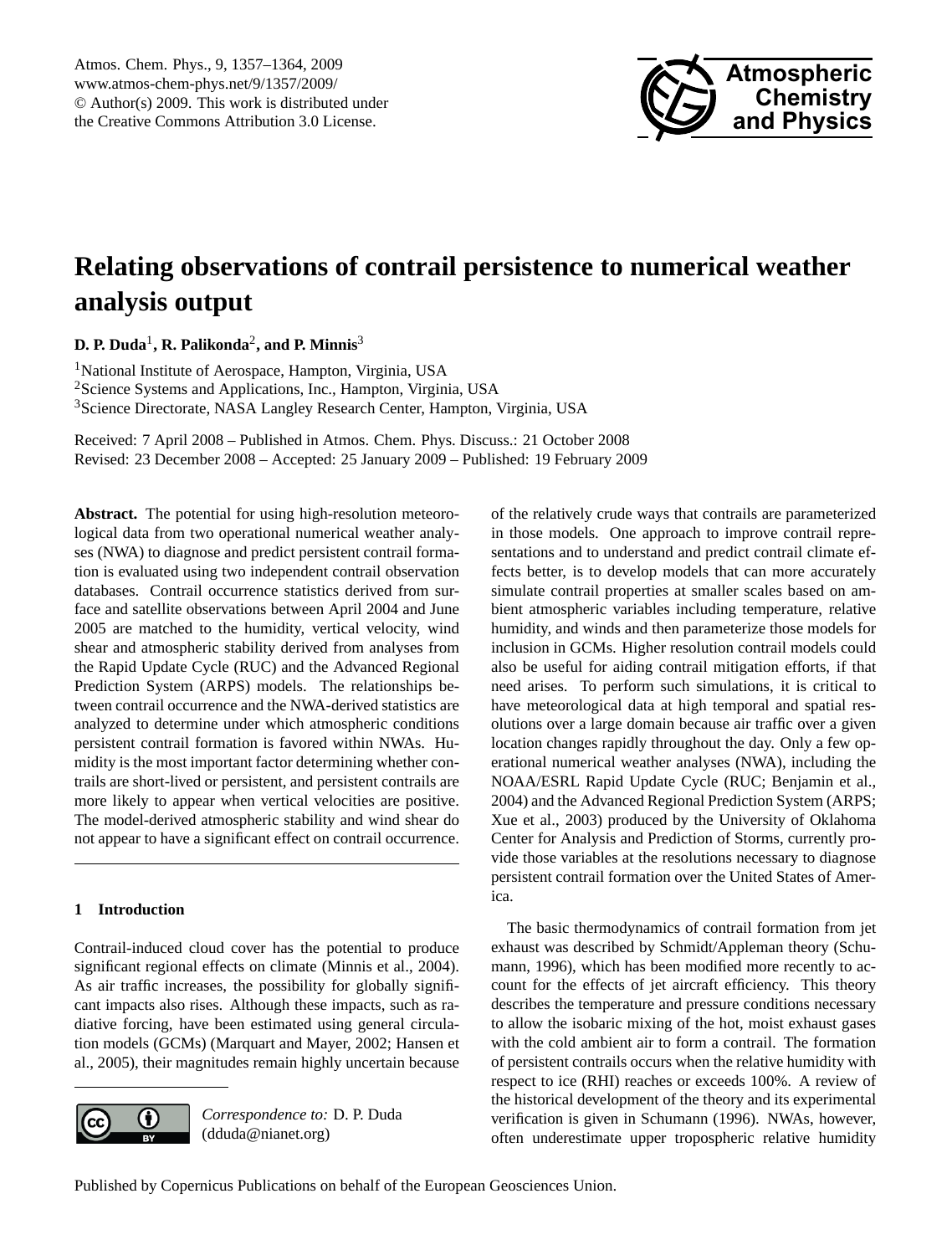# Relating observations of contrail persistence to numerical weather analysis output

**D. P. Duda[1], R. Palikonda[2], and P. Minnis[3]**

[1]National Institute of Aerospace, Hampton, Virginia, USA
[2]Science Systems and Applications, Inc., Hampton, Virginia, USA
[3]Science Directorate, NASA Langley Research Center, Hampton, Virginia, USA

Received: 7 April 2008 – Published in Atmos. Chem. Phys. Discuss.: 21 October 2008
Revised: 23 December 2008 – Accepted: 25 January 2009 – Published: 19 February 2009

**Abstract.** The potential for using high-resolution meteorological data from two operational numerical weather analyses (NWA) to diagnose and predict persistent contrail formation is evaluated using two independent contrail observation databases. Contrail occurrence statistics derived from surface and satellite observations between April 2004 and June 2005 are matched to the humidity, vertical velocity, wind shear and atmospheric stability derived from analyses from the Rapid Update Cycle (RUC) and the Advanced Regional Prediction System (ARPS) models. The relationships between contrail occurrence and the NWA-derived statistics are analyzed to determine under which atmospheric conditions persistent contrail formation is favored within NWAs. Humidity is the most important factor determining whether contrails are short-lived or persistent, and persistent contrails are more likely to appear when vertical velocities are positive. The model-derived atmospheric stability and wind shear do not appear to have a significant effect on contrail occurrence.

## 1 Introduction

Contrail-induced cloud cover has the potential to produce significant regional effects on climate (Minnis et al., 2004). As air traffic increases, the possibility for globally significant impacts also rises. Although these impacts, such as radiative forcing, have been estimated using general circulation models (GCMs) (Marquart and Mayer, 2002; Hansen et al., 2005), their magnitudes remain highly uncertain because of the relatively crude ways that contrails are parameterized in those models. One approach to improve contrail representations and to understand and predict contrail climate effects better, is to develop models that can more accurately simulate contrail properties at smaller scales based on ambient atmospheric variables including temperature, relative humidity, and winds and then parameterize those models for inclusion in GCMs. Higher resolution contrail models could also be useful for aiding contrail mitigation efforts, if that need arises. To perform such simulations, it is critical to have meteorological data at high temporal and spatial resolutions over a large domain because air traffic over a given location changes rapidly throughout the day. Only a few operational numerical weather analyses (NWA), including the NOAA/ESRL Rapid Update Cycle (RUC; Benjamin et al., 2004) and the Advanced Regional Prediction System (ARPS; Xue et al., 2003) produced by the University of Oklahoma Center for Analysis and Prediction of Storms, currently provide those variables at the resolutions necessary to diagnose persistent contrail formation over the United States of America.

The basic thermodynamics of contrail formation from jet exhaust was described by Schmidt/Appleman theory (Schumann, 1996), which has been modified more recently to account for the effects of jet aircraft efficiency. This theory describes the temperature and pressure conditions necessary to allow the isobaric mixing of the hot, moist exhaust gases with the cold ambient air to form a contrail. The formation of persistent contrails occurs when the relative humidity with respect to ice (RHI) reaches or exceeds 100%. A review of the historical development of the theory and its experimental verification is given in Schumann (1996). NWAs, however, often underestimate upper tropospheric relative humidity

*Correspondence to:* D. P. Duda
(dduda@nianet.org)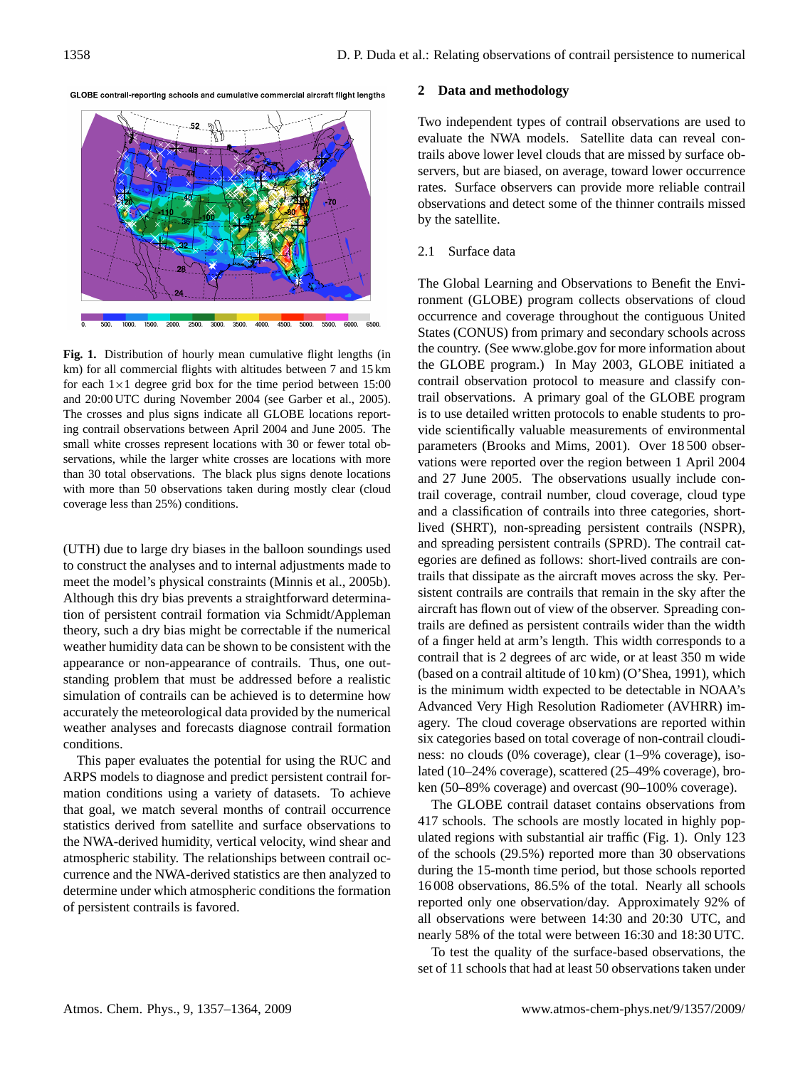GLOBE contrail-reporting schools and cumulative commercial aircraft flight lengths

52
48
44
40
36
32
28
24
-120
-110
-100
-90
-80
-70

0. 500. 1000. 1500. 2000. 2500. 3000. 3500. 4000. 4500. 5000. 5500. 6000. 6500.

**Fig. 1.** Distribution of hourly mean cumulative flight lengths (in km) for all commercial flights with altitudes between 7 and 15 km for each 1×1 degree grid box for the time period between 15:00 and 20:00 UTC during November 2004 (see Garber et al., 2005). The crosses and plus signs indicate all GLOBE locations reporting contrail observations between April 2004 and June 2005. The small white crosses represent locations with 30 or fewer total observations, while the larger white crosses are locations with more than 30 total observations. The black plus signs denote locations with more than 50 observations taken during mostly clear (cloud coverage less than 25%) conditions.

(UTH) due to large dry biases in the balloon soundings used to construct the analyses and to internal adjustments made to meet the model's physical constraints (Minnis et al., 2005b). Although this dry bias prevents a straightforward determination of persistent contrail formation via Schmidt/Appleman theory, such a dry bias might be correctable if the numerical weather humidity data can be shown to be consistent with the appearance or non-appearance of contrails. Thus, one outstanding problem that must be addressed before a realistic simulation of contrails can be achieved is to determine how accurately the meteorological data provided by the numerical weather analyses and forecasts diagnose contrail formation conditions.

This paper evaluates the potential for using the RUC and ARPS models to diagnose and predict persistent contrail formation conditions using a variety of datasets. To achieve that goal, we match several months of contrail occurrence statistics derived from satellite and surface observations to the NWA-derived humidity, vertical velocity, wind shear and atmospheric stability. The relationships between contrail occurrence and the NWA-derived statistics are then analyzed to determine under which atmospheric conditions the formation of persistent contrails is favored.

## 2 Data and methodology

Two independent types of contrail observations are used to evaluate the NWA models. Satellite data can reveal contrails above lower level clouds that are missed by surface observers, but are biased, on average, toward lower occurrence rates. Surface observers can provide more reliable contrail observations and detect some of the thinner contrails missed by the satellite.

### 2.1 Surface data

The Global Learning and Observations to Benefit the Environment (GLOBE) program collects observations of cloud occurrence and coverage throughout the contiguous United States (CONUS) from primary and secondary schools across the country. (See www.globe.gov for more information about the GLOBE program.) In May 2003, GLOBE initiated a contrail observation protocol to measure and classify contrail observations. A primary goal of the GLOBE program is to use detailed written protocols to enable students to provide scientifically valuable measurements of environmental parameters (Brooks and Mims, 2001). Over 18 500 observations were reported over the region between 1 April 2004 and 27 June 2005. The observations usually include contrail coverage, contrail number, cloud coverage, cloud type and a classification of contrails into three categories, short-lived (SHRT), non-spreading persistent contrails (NSPR), and spreading persistent contrails (SPRD). The contrail categories are defined as follows: short-lived contrails are contrails that dissipate as the aircraft moves across the sky. Persistent contrails are contrails that remain in the sky after the aircraft has flown out of view of the observer. Spreading contrails are defined as persistent contrails wider than the width of a finger held at arm's length. This width corresponds to a contrail that is 2 degrees of arc wide, or at least 350 m wide (based on a contrail altitude of 10 km) (O'Shea, 1991), which is the minimum width expected to be detectable in NOAA's Advanced Very High Resolution Radiometer (AVHRR) imagery. The cloud coverage observations are reported within six categories based on total coverage of non-contrail cloudiness: no clouds (0% coverage), clear (1–9% coverage), isolated (10–24% coverage), scattered (25–49% coverage), broken (50–89% coverage) and overcast (90–100% coverage).

The GLOBE contrail dataset contains observations from 417 schools. The schools are mostly located in highly populated regions with substantial air traffic (Fig. 1). Only 123 of the schools (29.5%) reported more than 30 observations during the 15-month time period, but those schools reported 16 008 observations, 86.5% of the total. Nearly all schools reported only one observation/day. Approximately 92% of all observations were between 14:30 and 20:30 UTC, and nearly 58% of the total were between 16:30 and 18:30 UTC.

To test the quality of the surface-based observations, the set of 11 schools that had at least 50 observations taken under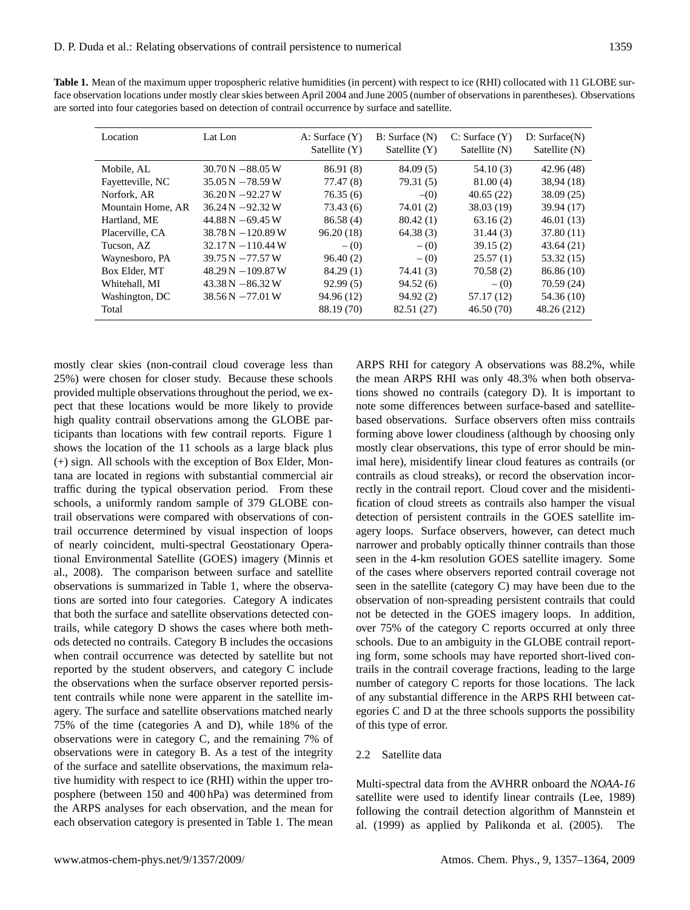**Table 1.** Mean of the maximum upper tropospheric relative humidities (in percent) with respect to ice (RHI) collocated with 11 GLOBE surface observation locations under mostly clear skies between April 2004 and June 2005 (number of observations in parentheses). Observations are sorted into four categories based on detection of contrail occurrence by surface and satellite.

| Location | Lat Lon | A: Surface (Y) Satellite (Y) | B: Surface (N) Satellite (Y) | C: Surface (Y) Satellite (N) | D: Surface(N) Satellite (N) |
|---|---|---|---|---|---|
| Mobile, AL | 30.70 N −88.05 W | 86.91 (8) | 84.09 (5) | 54.10 (3) | 42.96 (48) |
| Fayetteville, NC | 35.05 N −78.59 W | 77.47 (8) | 79.31 (5) | 81.00 (4) | 38,94 (18) |
| Norfork, AR | 36.20 N −92.27 W | 76.35 (6) | –(0) | 40.65 (22) | 38.09 (25) |
| Mountain Home, AR | 36.24 N −92.32 W | 73.43 (6) | 74.01 (2) | 38.03 (19) | 39.94 (17) |
| Hartland, ME | 44.88 N −69.45 W | 86.58 (4) | 80.42 (1) | 63.16 (2) | 46.01 (13) |
| Placerville, CA | 38.78 N −120.89 W | 96.20 (18) | 64.38 (3) | 31.44 (3) | 37.80 (11) |
| Tucson, AZ | 32.17 N −110.44 W | – (0) | – (0) | 39.15 (2) | 43.64 (21) |
| Waynesboro, PA | 39.75 N −77.57 W | 96.40 (2) | – (0) | 25.57 (1) | 53.32 (15) |
| Box Elder, MT | 48.29 N −109.87 W | 84.29 (1) | 74.41 (3) | 70.58 (2) | 86.86 (10) |
| Whitehall, MI | 43.38 N −86.32 W | 92.99 (5) | 94.52 (6) | – (0) | 70.59 (24) |
| Washington, DC | 38.56 N −77.01 W | 94.96 (12) | 94.92 (2) | 57.17 (12) | 54.36 (10) |
| Total | | 88.19 (70) | 82.51 (27) | 46.50 (70) | 48.26 (212) |

mostly clear skies (non-contrail cloud coverage less than 25%) were chosen for closer study. Because these schools provided multiple observations throughout the period, we expect that these locations would be more likely to provide high quality contrail observations among the GLOBE participants than locations with few contrail reports. Figure 1 shows the location of the 11 schools as a large black plus (+) sign. All schools with the exception of Box Elder, Montana are located in regions with substantial commercial air traffic during the typical observation period. From these schools, a uniformly random sample of 379 GLOBE contrail observations were compared with observations of contrail occurrence determined by visual inspection of loops of nearly coincident, multi-spectral Geostationary Operational Environmental Satellite (GOES) imagery (Minnis et al., 2008). The comparison between surface and satellite observations is summarized in Table 1, where the observations are sorted into four categories. Category A indicates that both the surface and satellite observations detected contrails, while category D shows the cases where both methods detected no contrails. Category B includes the occasions when contrail occurrence was detected by satellite but not reported by the student observers, and category C include the observations when the surface observer reported persistent contrails while none were apparent in the satellite imagery. The surface and satellite observations matched nearly 75% of the time (categories A and D), while 18% of the observations were in category C, and the remaining 7% of observations were in category B. As a test of the integrity of the surface and satellite observations, the maximum relative humidity with respect to ice (RHI) within the upper troposphere (between 150 and 400 hPa) was determined from the ARPS analyses for each observation, and the mean for each observation category is presented in Table 1. The mean ARPS RHI for category A observations was 88.2%, while the mean ARPS RHI was only 48.3% when both observations showed no contrails (category D). It is important to note some differences between surface-based and satellite-based observations. Surface observers often miss contrails forming above lower cloudiness (although by choosing only mostly clear observations, this type of error should be minimal here), misidentify linear cloud features as contrails (or contrails as cloud streaks), or record the observation incorrectly in the contrail report. Cloud cover and the misidentification of cloud streets as contrails also hamper the visual detection of persistent contrails in the GOES satellite imagery loops. Surface observers, however, can detect much narrower and probably optically thinner contrails than those seen in the 4-km resolution GOES satellite imagery. Some of the cases where observers reported contrail coverage not seen in the satellite (category C) may have been due to the observation of non-spreading persistent contrails that could not be detected in the GOES imagery loops. In addition, over 75% of the category C reports occurred at only three schools. Due to an ambiguity in the GLOBE contrail reporting form, some schools may have reported short-lived contrails in the contrail coverage fractions, leading to the large number of category C reports for those locations. The lack of any substantial difference in the ARPS RHI between categories C and D at the three schools supports the possibility of this type of error.

### 2.2 Satellite data

Multi-spectral data from the AVHRR onboard the *NOAA-16* satellite were used to identify linear contrails (Lee, 1989) following the contrail detection algorithm of Mannstein et al. (1999) as applied by Palikonda et al. (2005). The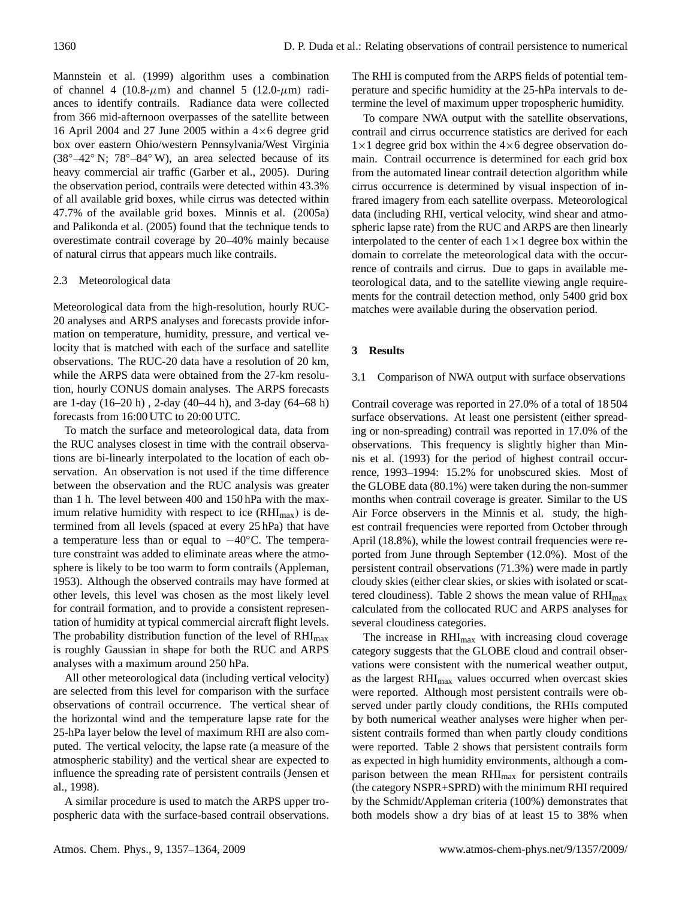Mannstein et al. (1999) algorithm uses a combination of channel 4 (10.8-$\mu$m) and channel 5 (12.0-$\mu$m) radiances to identify contrails. Radiance data were collected from 366 mid-afternoon overpasses of the satellite between 16 April 2004 and 27 June 2005 within a 4×6 degree grid box over eastern Ohio/western Pennsylvania/West Virginia (38°–42° N; 78°–84° W), an area selected because of its heavy commercial air traffic (Garber et al., 2005). During the observation period, contrails were detected within 43.3% of all available grid boxes, while cirrus was detected within 47.7% of the available grid boxes. Minnis et al. (2005a) and Palikonda et al. (2005) found that the technique tends to overestimate contrail coverage by 20–40% mainly because of natural cirrus that appears much like contrails.

### 2.3 Meteorological data

Meteorological data from the high-resolution, hourly RUC-20 analyses and ARPS analyses and forecasts provide information on temperature, humidity, pressure, and vertical velocity that is matched with each of the surface and satellite observations. The RUC-20 data have a resolution of 20 km, while the ARPS data were obtained from the 27-km resolution, hourly CONUS domain analyses. The ARPS forecasts are 1-day (16–20 h) , 2-day (40–44 h), and 3-day (64–68 h) forecasts from 16:00 UTC to 20:00 UTC.

To match the surface and meteorological data, data from the RUC analyses closest in time with the contrail observations are bi-linearly interpolated to the location of each observation. An observation is not used if the time difference between the observation and the RUC analysis was greater than 1 h. The level between 400 and 150 hPa with the maximum relative humidity with respect to ice ($RHI_{max}$) is determined from all levels (spaced at every 25 hPa) that have a temperature less than or equal to −40°C. The temperature constraint was added to eliminate areas where the atmosphere is likely to be too warm to form contrails (Appleman, 1953). Although the observed contrails may have formed at other levels, this level was chosen as the most likely level for contrail formation, and to provide a consistent representation of humidity at typical commercial aircraft flight levels. The probability distribution function of the level of $RHI_{max}$ is roughly Gaussian in shape for both the RUC and ARPS analyses with a maximum around 250 hPa.

All other meteorological data (including vertical velocity) are selected from this level for comparison with the surface observations of contrail occurrence. The vertical shear of the horizontal wind and the temperature lapse rate for the 25-hPa layer below the level of maximum RHI are also computed. The vertical velocity, the lapse rate (a measure of the atmospheric stability) and the vertical shear are expected to influence the spreading rate of persistent contrails (Jensen et al., 1998).

A similar procedure is used to match the ARPS upper tropospheric data with the surface-based contrail observations. The RHI is computed from the ARPS fields of potential temperature and specific humidity at the 25-hPa intervals to determine the level of maximum upper tropospheric humidity.

To compare NWA output with the satellite observations, contrail and cirrus occurrence statistics are derived for each 1×1 degree grid box within the 4×6 degree observation domain. Contrail occurrence is determined for each grid box from the automated linear contrail detection algorithm while cirrus occurrence is determined by visual inspection of infrared imagery from each satellite overpass. Meteorological data (including RHI, vertical velocity, wind shear and atmospheric lapse rate) from the RUC and ARPS are then linearly interpolated to the center of each 1×1 degree box within the domain to correlate the meteorological data with the occurrence of contrails and cirrus. Due to gaps in available meteorological data, and to the satellite viewing angle requirements for the contrail detection method, only 5400 grid box matches were available during the observation period.

## 3 Results

### 3.1 Comparison of NWA output with surface observations

Contrail coverage was reported in 27.0% of a total of 18 504 surface observations. At least one persistent (either spreading or non-spreading) contrail was reported in 17.0% of the observations. This frequency is slightly higher than Minnis et al. (1993) for the period of highest contrail occurrence, 1993–1994: 15.2% for unobscured skies. Most of the GLOBE data (80.1%) were taken during the non-summer months when contrail coverage is greater. Similar to the US Air Force observers in the Minnis et al. study, the highest contrail frequencies were reported from October through April (18.8%), while the lowest contrail frequencies were reported from June through September (12.0%). Most of the persistent contrail observations (71.3%) were made in partly cloudy skies (either clear skies, or skies with isolated or scattered cloudiness). Table 2 shows the mean value of $RHI_{max}$ calculated from the collocated RUC and ARPS analyses for several cloudiness categories.

The increase in $RHI_{max}$ with increasing cloud coverage category suggests that the GLOBE cloud and contrail observations were consistent with the numerical weather output, as the largest $RHI_{max}$ values occurred when overcast skies were reported. Although most persistent contrails were observed under partly cloudy conditions, the RHIs computed by both numerical weather analyses were higher when persistent contrails formed than when partly cloudy conditions were reported. Table 2 shows that persistent contrails form as expected in high humidity environments, although a comparison between the mean $RHI_{max}$ for persistent contrails (the category NSPR+SPRD) with the minimum RHI required by the Schmidt/Appleman criteria (100%) demonstrates that both models show a dry bias of at least 15 to 38% when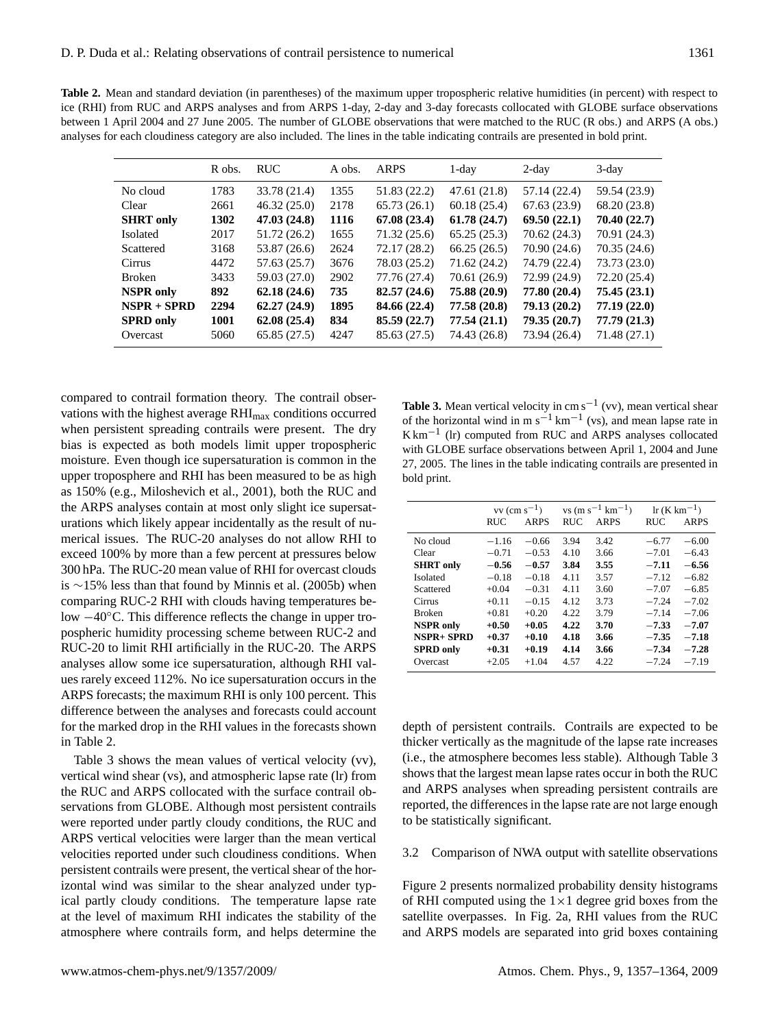**Table 2.** Mean and standard deviation (in parentheses) of the maximum upper tropospheric relative humidities (in percent) with respect to ice (RHI) from RUC and ARPS analyses and from ARPS 1-day, 2-day and 3-day forecasts collocated with GLOBE surface observations between 1 April 2004 and 27 June 2005. The number of GLOBE observations that were matched to the RUC (R obs.) and ARPS (A obs.) analyses for each cloudiness category are also included. The lines in the table indicating contrails are presented in bold print.

| | R obs. | RUC | A obs. | ARPS | 1-day | 2-day | 3-day |
|---|---|---|---|---|---|---|---|
| No cloud | 1783 | 33.78 (21.4) | 1355 | 51.83 (22.2) | 47.61 (21.8) | 57.14 (22.4) | 59.54 (23.9) |
| Clear | 2661 | 46.32 (25.0) | 2178 | 65.73 (26.1) | 60.18 (25.4) | 67.63 (23.9) | 68.20 (23.8) |
| **SHRT only** | **1302** | **47.03 (24.8)** | **1116** | **67.08 (23.4)** | **61.78 (24.7)** | **69.50 (22.1)** | **70.40 (22.7)** |
| Isolated | 2017 | 51.72 (26.2) | 1655 | 71.32 (25.6) | 65.25 (25.3) | 70.62 (24.3) | 70.91 (24.3) |
| Scattered | 3168 | 53.87 (26.6) | 2624 | 72.17 (28.2) | 66.25 (26.5) | 70.90 (24.6) | 70.35 (24.6) |
| Cirrus | 4472 | 57.63 (25.7) | 3676 | 78.03 (25.2) | 71.62 (24.2) | 74.79 (22.4) | 73.73 (23.0) |
| Broken | 3433 | 59.03 (27.0) | 2902 | 77.76 (27.4) | 70.61 (26.9) | 72.99 (24.9) | 72.20 (25.4) |
| **NSPR only** | **892** | **62.18 (24.6)** | **735** | **82.57 (24.6)** | **75.88 (20.9)** | **77.80 (20.4)** | **75.45 (23.1)** |
| **NSPR + SPRD** | **2294** | **62.27 (24.9)** | **1895** | **84.66 (22.4)** | **77.58 (20.8)** | **79.13 (20.2)** | **77.19 (22.0)** |
| **SPRD only** | **1001** | **62.08 (25.4)** | **834** | **85.59 (22.7)** | **77.54 (21.1)** | **79.35 (20.7)** | **77.79 (21.3)** |
| Overcast | 5060 | 65.85 (27.5) | 4247 | 85.63 (27.5) | 74.43 (26.8) | 73.94 (26.4) | 71.48 (27.1) |

compared to contrail formation theory. The contrail observations with the highest average $RHI_{max}$ conditions occurred when persistent spreading contrails were present. The dry bias is expected as both models limit upper tropospheric moisture. Even though ice supersaturation is common in the upper troposphere and RHI has been measured to be as high as 150% (e.g., Miloshevich et al., 2001), both the RUC and the ARPS analyses contain at most only slight ice supersaturations which likely appear incidentally as the result of numerical issues. The RUC-20 analyses do not allow RHI to exceed 100% by more than a few percent at pressures below 300 hPa. The RUC-20 mean value of RHI for overcast clouds is ~15% less than that found by Minnis et al. (2005b) when comparing RUC-2 RHI with clouds having temperatures below −40°C. This difference reflects the change in upper tropospheric humidity processing scheme between RUC-2 and RUC-20 to limit RHI artificially in the RUC-20. The ARPS analyses allow some ice supersaturation, although RHI values rarely exceed 112%. No ice supersaturation occurs in the ARPS forecasts; the maximum RHI is only 100 percent. This difference between the analyses and forecasts could account for the marked drop in the RHI values in the forecasts shown in Table 2.

Table 3 shows the mean values of vertical velocity (vv), vertical wind shear (vs), and atmospheric lapse rate (lr) from the RUC and ARPS collocated with the surface contrail observations from GLOBE. Although most persistent contrails were reported under partly cloudy conditions, the RUC and ARPS vertical velocities were larger than the mean vertical velocities reported under such cloudiness conditions. When persistent contrails were present, the vertical shear of the horizontal wind was similar to the shear analyzed under typical partly cloudy conditions. The temperature lapse rate at the level of maximum RHI indicates the stability of the atmosphere where contrails form, and helps determine the depth of persistent contrails. Contrails are expected to be thicker vertically as the magnitude of the lapse rate increases (i.e., the atmosphere becomes less stable). Although Table 3 shows that the largest mean lapse rates occur in both the RUC and ARPS analyses when spreading persistent contrails are reported, the differences in the lapse rate are not large enough to be statistically significant.

**Table 3.** Mean vertical velocity in $cm\,s^{-1}$ (vv), mean vertical shear of the horizontal wind in $m\,s^{-1}\,km^{-1}$ (vs), and mean lapse rate in $K\,km^{-1}$ (lr) computed from RUC and ARPS analyses collocated with GLOBE surface observations between April 1, 2004 and June 27, 2005. The lines in the table indicating contrails are presented in bold print.

| | vv ($cm\,s^{-1}$) | | vs ($m\,s^{-1}\,km^{-1}$) | | lr ($K\,km^{-1}$) | |
|---|---|---|---|---|---|---|
| | RUC | ARPS | RUC | ARPS | RUC | ARPS |
| No cloud | −1.16 | −0.66 | 3.94 | 3.42 | −6.77 | −6.00 |
| Clear | −0.71 | −0.53 | 4.10 | 3.66 | −7.01 | −6.43 |
| **SHRT only** | **−0.56** | **−0.57** | **3.84** | **3.55** | **−7.11** | **−6.56** |
| Isolated | −0.18 | −0.18 | 4.11 | 3.57 | −7.12 | −6.82 |
| Scattered | +0.04 | −0.31 | 4.11 | 3.60 | −7.07 | −6.85 |
| Cirrus | +0.11 | −0.15 | 4.12 | 3.73 | −7.24 | −7.02 |
| Broken | +0.81 | +0.20 | 4.22 | 3.79 | −7.14 | −7.06 |
| **NSPR only** | **+0.50** | **+0.05** | **4.22** | **3.70** | **−7.33** | **−7.07** |
| **NSPR+ SPRD** | **+0.37** | **+0.10** | **4.18** | **3.66** | **−7.35** | **−7.18** |
| **SPRD only** | **+0.31** | **+0.19** | **4.14** | **3.66** | **−7.34** | **−7.28** |
| Overcast | +2.05 | +1.04 | 4.57 | 4.22 | −7.24 | −7.19 |

### 3.2 Comparison of NWA output with satellite observations

Figure 2 presents normalized probability density histograms of RHI computed using the 1×1 degree grid boxes from the satellite overpasses. In Fig. 2a, RHI values from the RUC and ARPS models are separated into grid boxes containing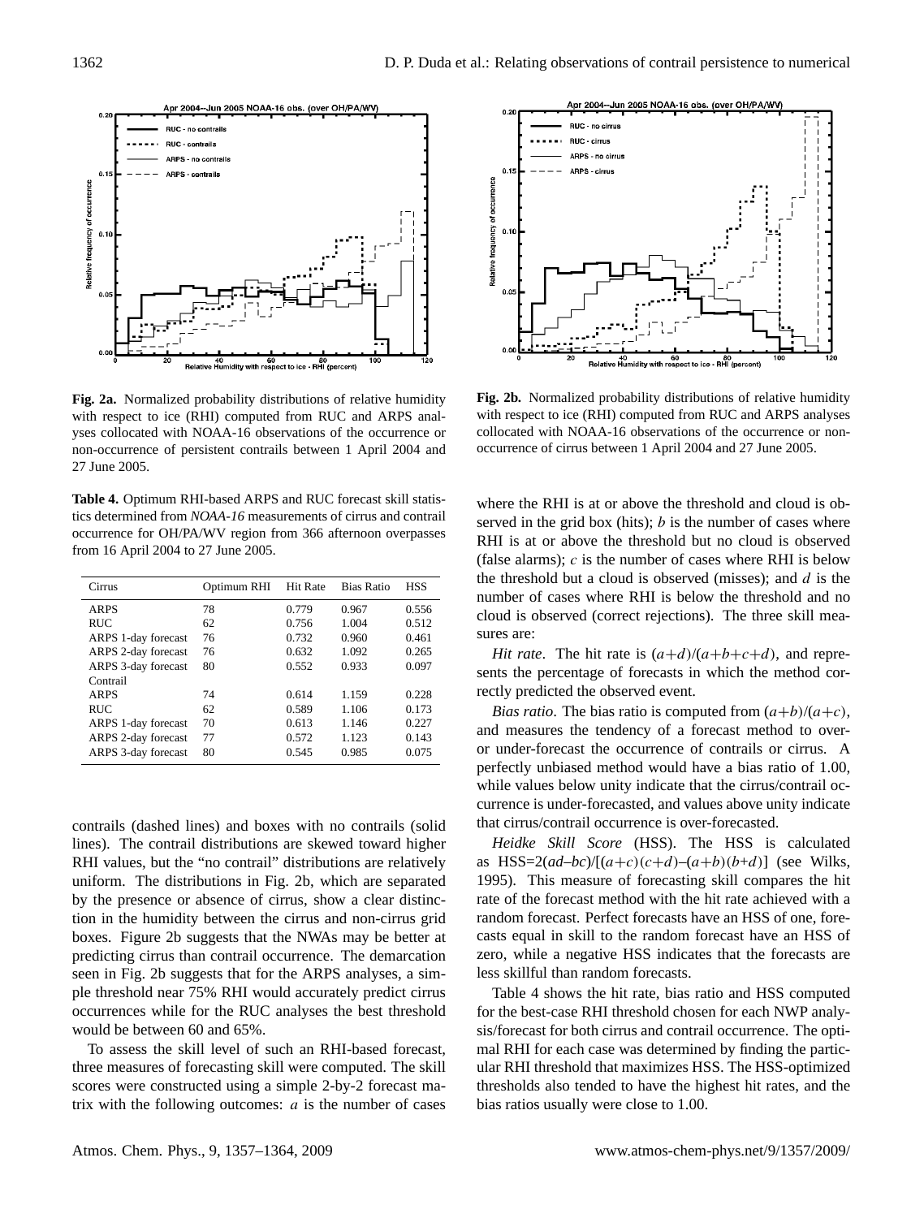Apr 2004--Jun 2005 NOAA-16 obs. (over OH/PA/WV)

RUC - no contrails
RUC - contrails
ARPS - no contrails
ARPS - contrails

Relative frequency of occurrence

0.00
0.05
0.10
0.15
0.20

0
20
40
60
80
100
120

Relative Humidity with respect to ice - RHI (percent)

**Fig. 2a.** Normalized probability distributions of relative humidity with respect to ice (RHI) computed from RUC and ARPS analyses collocated with NOAA-16 observations of the occurrence or non-occurrence of persistent contrails between 1 April 2004 and 27 June 2005.

Apr 2004--Jun 2005 NOAA-16 obs. (over OH/PA/WV)

RUC - no cirrus
RUC - cirrus
ARPS - no cirrus
ARPS - cirrus

Relative frequency of occurrence

0.00
0.05
0.10
0.15
0.20

0
20
40
60
80
100
120

Relative Humidity with respect to ice - RHI (percent)

**Fig. 2b.** Normalized probability distributions of relative humidity with respect to ice (RHI) computed from RUC and ARPS analyses collocated with NOAA-16 observations of the occurrence or non-occurrence of cirrus between 1 April 2004 and 27 June 2005.

**Table 4.** Optimum RHI-based ARPS and RUC forecast skill statistics determined from *NOAA-16* measurements of cirrus and contrail occurrence for OH/PA/WV region from 366 afternoon overpasses from 16 April 2004 to 27 June 2005.

| Cirrus | Optimum RHI | Hit Rate | Bias Ratio | HSS |
|---|---|---|---|---|
| ARPS | 78 | 0.779 | 0.967 | 0.556 |
| RUC | 62 | 0.756 | 1.004 | 0.512 |
| ARPS 1-day forecast | 76 | 0.732 | 0.960 | 0.461 |
| ARPS 2-day forecast | 76 | 0.632 | 1.092 | 0.265 |
| ARPS 3-day forecast | 80 | 0.552 | 0.933 | 0.097 |
| Contrail | | | | |
| ARPS | 74 | 0.614 | 1.159 | 0.228 |
| RUC | 62 | 0.589 | 1.106 | 0.173 |
| ARPS 1-day forecast | 70 | 0.613 | 1.146 | 0.227 |
| ARPS 2-day forecast | 77 | 0.572 | 1.123 | 0.143 |
| ARPS 3-day forecast | 80 | 0.545 | 0.985 | 0.075 |

contrails (dashed lines) and boxes with no contrails (solid lines). The contrail distributions are skewed toward higher RHI values, but the "no contrail" distributions are relatively uniform. The distributions in Fig. 2b, which are separated by the presence or absence of cirrus, show a clear distinction in the humidity between the cirrus and non-cirrus grid boxes. Figure 2b suggests that the NWAs may be better at predicting cirrus than contrail occurrence. The demarcation seen in Fig. 2b suggests that for the ARPS analyses, a simple threshold near 75% RHI would accurately predict cirrus occurrences while for the RUC analyses the best threshold would be between 60 and 65%.

To assess the skill level of such an RHI-based forecast, three measures of forecasting skill were computed. The skill scores were constructed using a simple 2-by-2 forecast matrix with the following outcomes: $a$ is the number of cases where the RHI is at or above the threshold and cloud is observed in the grid box (hits); $b$ is the number of cases where RHI is at or above the threshold but no cloud is observed (false alarms); $c$ is the number of cases where RHI is below the threshold but a cloud is observed (misses); and $d$ is the number of cases where RHI is below the threshold and no cloud is observed (correct rejections). The three skill measures are:

*Hit rate*. The hit rate is $(a+d)/(a+b+c+d)$, and represents the percentage of forecasts in which the method correctly predicted the observed event.

*Bias ratio*. The bias ratio is computed from $(a+b)/(a+c)$, and measures the tendency of a forecast method to over- or under-forecast the occurrence of contrails or cirrus. A perfectly unbiased method would have a bias ratio of 1.00, while values below unity indicate that the cirrus/contrail occurrence is under-forecasted, and values above unity indicate that cirrus/contrail occurrence is over-forecasted.

*Heidke Skill Score* (HSS). The HSS is calculated as $\mathrm{HSS}=2(ad-bc)/[(a+c)(c+d)-(a+b)(b+d)]$ (see Wilks, 1995). This measure of forecasting skill compares the hit rate of the forecast method with the hit rate achieved with a random forecast. Perfect forecasts have an HSS of one, forecasts equal in skill to the random forecast have an HSS of zero, while a negative HSS indicates that the forecasts are less skillful than random forecasts.

Table 4 shows the hit rate, bias ratio and HSS computed for the best-case RHI threshold chosen for each NWP analysis/forecast for both cirrus and contrail occurrence. The optimal RHI for each case was determined by finding the particular RHI threshold that maximizes HSS. The HSS-optimized thresholds also tended to have the highest hit rates, and the bias ratios usually were close to 1.00.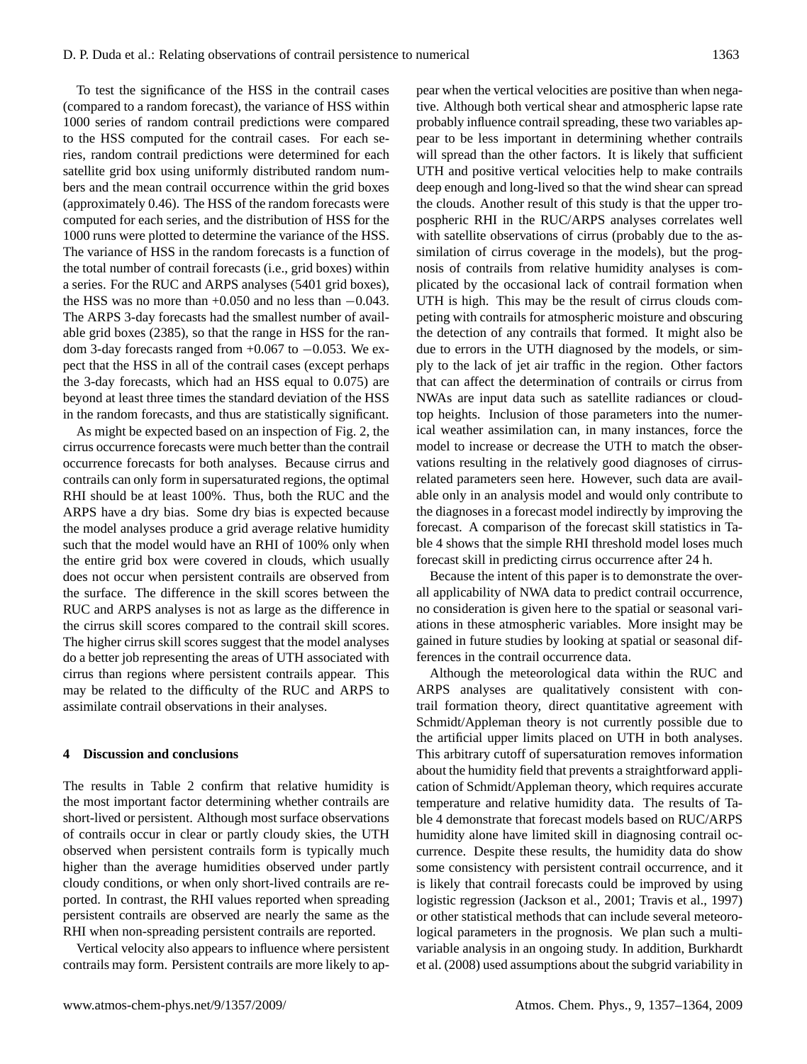To test the significance of the HSS in the contrail cases (compared to a random forecast), the variance of HSS within 1000 series of random contrail predictions were compared to the HSS computed for the contrail cases. For each series, random contrail predictions were determined for each satellite grid box using uniformly distributed random numbers and the mean contrail occurrence within the grid boxes (approximately 0.46). The HSS of the random forecasts were computed for each series, and the distribution of HSS for the 1000 runs were plotted to determine the variance of the HSS. The variance of HSS in the random forecasts is a function of the total number of contrail forecasts (i.e., grid boxes) within a series. For the RUC and ARPS analyses (5401 grid boxes), the HSS was no more than +0.050 and no less than −0.043. The ARPS 3-day forecasts had the smallest number of available grid boxes (2385), so that the range in HSS for the random 3-day forecasts ranged from +0.067 to −0.053. We expect that the HSS in all of the contrail cases (except perhaps the 3-day forecasts, which had an HSS equal to 0.075) are beyond at least three times the standard deviation of the HSS in the random forecasts, and thus are statistically significant.

As might be expected based on an inspection of Fig. 2, the cirrus occurrence forecasts were much better than the contrail occurrence forecasts for both analyses. Because cirrus and contrails can only form in supersaturated regions, the optimal RHI should be at least 100%. Thus, both the RUC and the ARPS have a dry bias. Some dry bias is expected because the model analyses produce a grid average relative humidity such that the model would have an RHI of 100% only when the entire grid box were covered in clouds, which usually does not occur when persistent contrails are observed from the surface. The difference in the skill scores between the RUC and ARPS analyses is not as large as the difference in the cirrus skill scores compared to the contrail skill scores. The higher cirrus skill scores suggest that the model analyses do a better job representing the areas of UTH associated with cirrus than regions where persistent contrails appear. This may be related to the difficulty of the RUC and ARPS to assimilate contrail observations in their analyses.

## 4 Discussion and conclusions

The results in Table 2 confirm that relative humidity is the most important factor determining whether contrails are short-lived or persistent. Although most surface observations of contrails occur in clear or partly cloudy skies, the UTH observed when persistent contrails form is typically much higher than the average humidities observed under partly cloudy conditions, or when only short-lived contrails are reported. In contrast, the RHI values reported when spreading persistent contrails are observed are nearly the same as the RHI when non-spreading persistent contrails are reported.

Vertical velocity also appears to influence where persistent contrails may form. Persistent contrails are more likely to appear when the vertical velocities are positive than when negative. Although both vertical shear and atmospheric lapse rate probably influence contrail spreading, these two variables appear to be less important in determining whether contrails will spread than the other factors. It is likely that sufficient UTH and positive vertical velocities help to make contrails deep enough and long-lived so that the wind shear can spread the clouds. Another result of this study is that the upper tropospheric RHI in the RUC/ARPS analyses correlates well with satellite observations of cirrus (probably due to the assimilation of cirrus coverage in the models), but the prognosis of contrails from relative humidity analyses is complicated by the occasional lack of contrail formation when UTH is high. This may be the result of cirrus clouds competing with contrails for atmospheric moisture and obscuring the detection of any contrails that formed. It might also be due to errors in the UTH diagnosed by the models, or simply to the lack of jet air traffic in the region. Other factors that can affect the determination of contrails or cirrus from NWAs are input data such as satellite radiances or cloud-top heights. Inclusion of those parameters into the numerical weather assimilation can, in many instances, force the model to increase or decrease the UTH to match the observations resulting in the relatively good diagnoses of cirrus-related parameters seen here. However, such data are available only in an analysis model and would only contribute to the diagnoses in a forecast model indirectly by improving the forecast. A comparison of the forecast skill statistics in Table 4 shows that the simple RHI threshold model loses much forecast skill in predicting cirrus occurrence after 24 h.

Because the intent of this paper is to demonstrate the overall applicability of NWA data to predict contrail occurrence, no consideration is given here to the spatial or seasonal variations in these atmospheric variables. More insight may be gained in future studies by looking at spatial or seasonal differences in the contrail occurrence data.

Although the meteorological data within the RUC and ARPS analyses are qualitatively consistent with contrail formation theory, direct quantitative agreement with Schmidt/Appleman theory is not currently possible due to the artificial upper limits placed on UTH in both analyses. This arbitrary cutoff of supersaturation removes information about the humidity field that prevents a straightforward application of Schmidt/Appleman theory, which requires accurate temperature and relative humidity data. The results of Table 4 demonstrate that forecast models based on RUC/ARPS humidity alone have limited skill in diagnosing contrail occurrence. Despite these results, the humidity data do show some consistency with persistent contrail occurrence, and it is likely that contrail forecasts could be improved by using logistic regression (Jackson et al., 2001; Travis et al., 1997) or other statistical methods that can include several meteorological parameters in the prognosis. We plan such a multivariable analysis in an ongoing study. In addition, Burkhardt et al. (2008) used assumptions about the subgrid variability in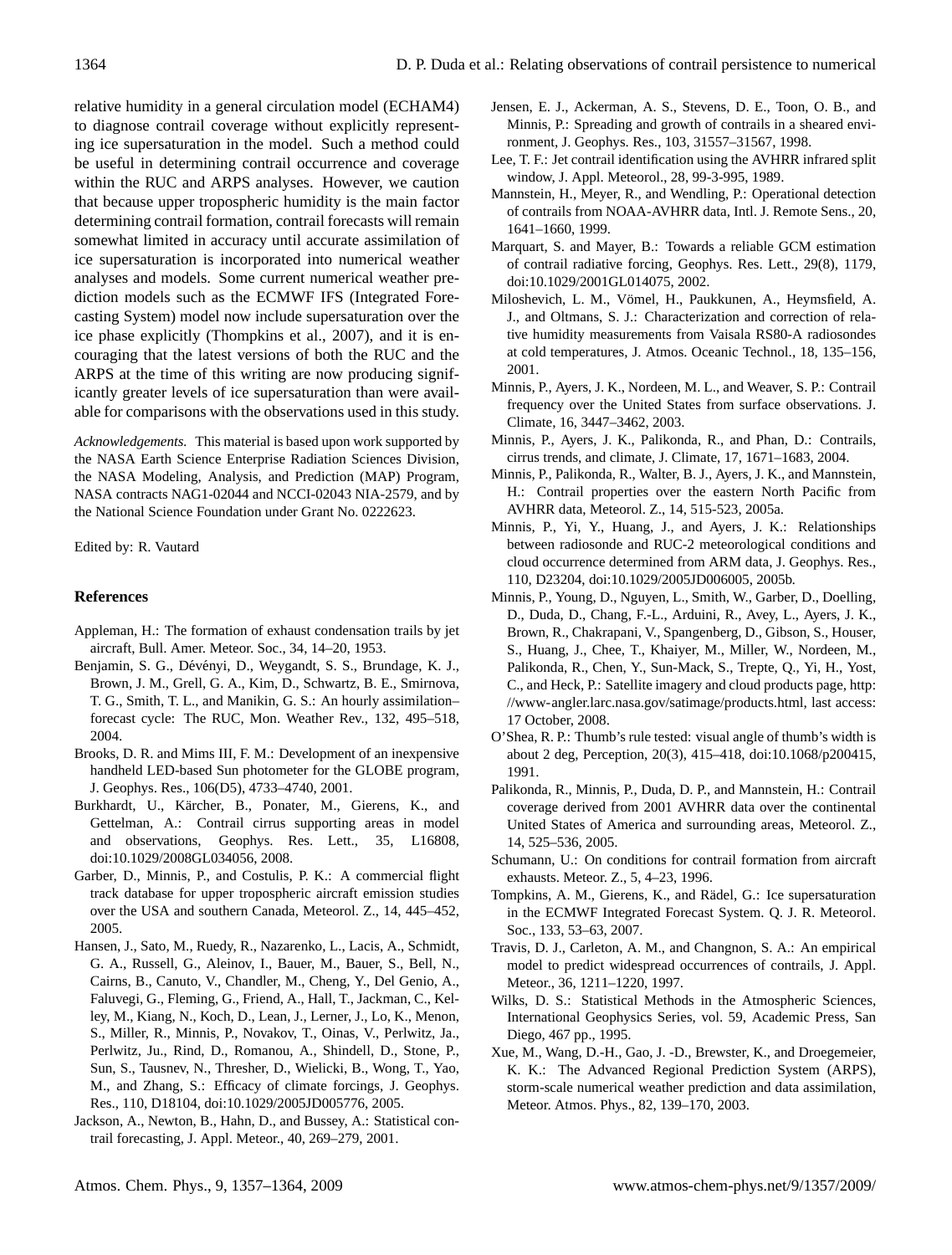relative humidity in a general circulation model (ECHAM4) to diagnose contrail coverage without explicitly representing ice supersaturation in the model. Such a method could be useful in determining contrail occurrence and coverage within the RUC and ARPS analyses. However, we caution that because upper tropospheric humidity is the main factor determining contrail formation, contrail forecasts will remain somewhat limited in accuracy until accurate assimilation of ice supersaturation is incorporated into numerical weather analyses and models. Some current numerical weather prediction models such as the ECMWF IFS (Integrated Forecasting System) model now include supersaturation over the ice phase explicitly (Thompkins et al., 2007), and it is encouraging that the latest versions of both the RUC and the ARPS at the time of this writing are now producing significantly greater levels of ice supersaturation than were available for comparisons with the observations used in this study.

*Acknowledgements.* This material is based upon work supported by the NASA Earth Science Enterprise Radiation Sciences Division, the NASA Modeling, Analysis, and Prediction (MAP) Program, NASA contracts NAG1-02044 and NCCI-02043 NIA-2579, and by the National Science Foundation under Grant No. 0222623.

Edited by: R. Vautard

## References

Appleman, H.: The formation of exhaust condensation trails by jet aircraft, Bull. Amer. Meteor. Soc., 34, 14–20, 1953.

Benjamin, S. G., Dévényi, D., Weygandt, S. S., Brundage, K. J., Brown, J. M., Grell, G. A., Kim, D., Schwartz, B. E., Smirnova, T. G., Smith, T. L., and Manikin, G. S.: An hourly assimilation–forecast cycle: The RUC, Mon. Weather Rev., 132, 495–518, 2004.

Brooks, D. R. and Mims III, F. M.: Development of an inexpensive handheld LED-based Sun photometer for the GLOBE program, J. Geophys. Res., 106(D5), 4733–4740, 2001.

Burkhardt, U., Kärcher, B., Ponater, M., Gierens, K., and Gettelman, A.: Contrail cirrus supporting areas in model and observations, Geophys. Res. Lett., 35, L16808, doi:10.1029/2008GL034056, 2008.

Garber, D., Minnis, P., and Costulis, P. K.: A commercial flight track database for upper tropospheric aircraft emission studies over the USA and southern Canada, Meteorol. Z., 14, 445–452, 2005.

Hansen, J., Sato, M., Ruedy, R., Nazarenko, L., Lacis, A., Schmidt, G. A., Russell, G., Aleinov, I., Bauer, M., Bauer, S., Bell, N., Cairns, B., Canuto, V., Chandler, M., Cheng, Y., Del Genio, A., Faluvegi, G., Fleming, G., Friend, A., Hall, T., Jackman, C., Kelley, M., Kiang, N., Koch, D., Lean, J., Lerner, J., Lo, K., Menon, S., Miller, R., Minnis, P., Novakov, T., Oinas, V., Perlwitz, Ja., Perlwitz, Ju., Rind, D., Romanou, A., Shindell, D., Stone, P., Sun, S., Tausnev, N., Thresher, D., Wielicki, B., Wong, T., Yao, M., and Zhang, S.: Efficacy of climate forcings, J. Geophys. Res., 110, D18104, doi:10.1029/2005JD005776, 2005.

Jackson, A., Newton, B., Hahn, D., and Bussey, A.: Statistical contrail forecasting, J. Appl. Meteor., 40, 269–279, 2001.

Jensen, E. J., Ackerman, A. S., Stevens, D. E., Toon, O. B., and Minnis, P.: Spreading and growth of contrails in a sheared environment, J. Geophys. Res., 103, 31557–31567, 1998.

Lee, T. F.: Jet contrail identification using the AVHRR infrared split window, J. Appl. Meteorol., 28, 99-3-995, 1989.

Mannstein, H., Meyer, R., and Wendling, P.: Operational detection of contrails from NOAA-AVHRR data, Intl. J. Remote Sens., 20, 1641–1660, 1999.

Marquart, S. and Mayer, B.: Towards a reliable GCM estimation of contrail radiative forcing, Geophys. Res. Lett., 29(8), 1179, doi:10.1029/2001GL014075, 2002.

Miloshevich, L. M., Vömel, H., Paukkunen, A., Heymsfield, A. J., and Oltmans, S. J.: Characterization and correction of relative humidity measurements from Vaisala RS80-A radiosondes at cold temperatures, J. Atmos. Oceanic Technol., 18, 135–156, 2001.

Minnis, P., Ayers, J. K., Nordeen, M. L., and Weaver, S. P.: Contrail frequency over the United States from surface observations. J. Climate, 16, 3447–3462, 2003.

Minnis, P., Ayers, J. K., Palikonda, R., and Phan, D.: Contrails, cirrus trends, and climate, J. Climate, 17, 1671–1683, 2004.

Minnis, P., Palikonda, R., Walter, B. J., Ayers, J. K., and Mannstein, H.: Contrail properties over the eastern North Pacific from AVHRR data, Meteorol. Z., 14, 515-523, 2005a.

Minnis, P., Yi, Y., Huang, J., and Ayers, J. K.: Relationships between radiosonde and RUC-2 meteorological conditions and cloud occurrence determined from ARM data, J. Geophys. Res., 110, D23204, doi:10.1029/2005JD006005, 2005b.

Minnis, P., Young, D., Nguyen, L., Smith, W., Garber, D., Doelling, D., Duda, D., Chang, F.-L., Arduini, R., Avey, L., Ayers, J. K., Brown, R., Chakrapani, V., Spangenberg, D., Gibson, S., Houser, S., Huang, J., Chee, T., Khaiyer, M., Miller, W., Nordeen, M., Palikonda, R., Chen, Y., Sun-Mack, S., Trepte, Q., Yi, H., Yost, C., and Heck, P.: Satellite imagery and cloud products page, http://www-angler.larc.nasa.gov/satimage/products.html, last access: 17 October, 2008.

O'Shea, R. P.: Thumb's rule tested: visual angle of thumb's width is about 2 deg, Perception, 20(3), 415–418, doi:10.1068/p200415, 1991.

Palikonda, R., Minnis, P., Duda, D. P., and Mannstein, H.: Contrail coverage derived from 2001 AVHRR data over the continental United States of America and surrounding areas, Meteorol. Z., 14, 525–536, 2005.

Schumann, U.: On conditions for contrail formation from aircraft exhausts. Meteor. Z., 5, 4–23, 1996.

Tompkins, A. M., Gierens, K., and Rädel, G.: Ice supersaturation in the ECMWF Integrated Forecast System. Q. J. R. Meteorol. Soc., 133, 53–63, 2007.

Travis, D. J., Carleton, A. M., and Changnon, S. A.: An empirical model to predict widespread occurrences of contrails, J. Appl. Meteor., 36, 1211–1220, 1997.

Wilks, D. S.: Statistical Methods in the Atmospheric Sciences, International Geophysics Series, vol. 59, Academic Press, San Diego, 467 pp., 1995.

Xue, M., Wang, D.-H., Gao, J. -D., Brewster, K., and Droegemeier, K. K.: The Advanced Regional Prediction System (ARPS), storm-scale numerical weather prediction and data assimilation, Meteor. Atmos. Phys., 82, 139–170, 2003.